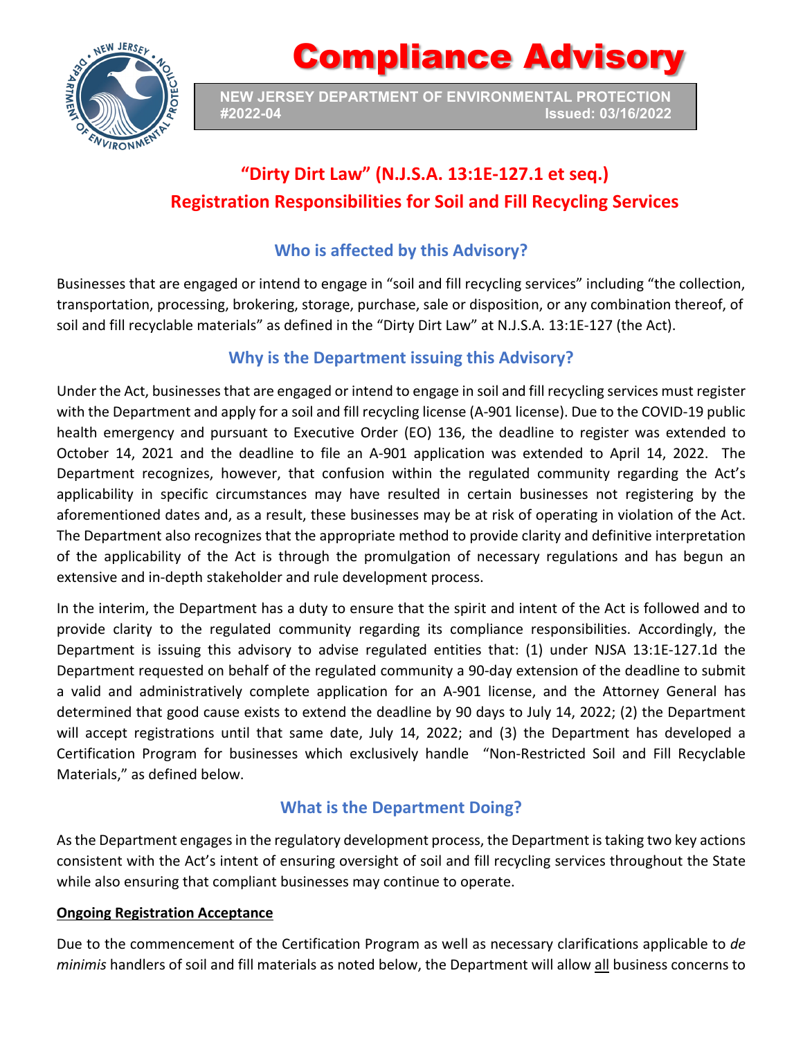# Compliance Advisory

**NEW JERSEY DEPARTMENT OF ENVIRONMENTAL PROTECTION**
**#2022-04** **Issued: 03/16/2022**

## "Dirty Dirt Law" (N.J.S.A. 13:1E-127.1 et seq.) Registration Responsibilities for Soil and Fill Recycling Services

### Who is affected by this Advisory?

Businesses that are engaged or intend to engage in "soil and fill recycling services" including "the collection, transportation, processing, brokering, storage, purchase, sale or disposition, or any combination thereof, of soil and fill recyclable materials" as defined in the "Dirty Dirt Law" at N.J.S.A. 13:1E-127 (the Act).

### Why is the Department issuing this Advisory?

Under the Act, businesses that are engaged or intend to engage in soil and fill recycling services must register with the Department and apply for a soil and fill recycling license (A-901 license). Due to the COVID-19 public health emergency and pursuant to Executive Order (EO) 136, the deadline to register was extended to October 14, 2021 and the deadline to file an A-901 application was extended to April 14, 2022. The Department recognizes, however, that confusion within the regulated community regarding the Act's applicability in specific circumstances may have resulted in certain businesses not registering by the aforementioned dates and, as a result, these businesses may be at risk of operating in violation of the Act. The Department also recognizes that the appropriate method to provide clarity and definitive interpretation of the applicability of the Act is through the promulgation of necessary regulations and has begun an extensive and in-depth stakeholder and rule development process.

In the interim, the Department has a duty to ensure that the spirit and intent of the Act is followed and to provide clarity to the regulated community regarding its compliance responsibilities. Accordingly, the Department is issuing this advisory to advise regulated entities that: (1) under NJSA 13:1E-127.1d the Department requested on behalf of the regulated community a 90-day extension of the deadline to submit a valid and administratively complete application for an A-901 license, and the Attorney General has determined that good cause exists to extend the deadline by 90 days to July 14, 2022; (2) the Department will accept registrations until that same date, July 14, 2022; and (3) the Department has developed a Certification Program for businesses which exclusively handle "Non-Restricted Soil and Fill Recyclable Materials," as defined below.

### What is the Department Doing?

As the Department engages in the regulatory development process, the Department is taking two key actions consistent with the Act's intent of ensuring oversight of soil and fill recycling services throughout the State while also ensuring that compliant businesses may continue to operate.

**Ongoing Registration Acceptance**

Due to the commencement of the Certification Program as well as necessary clarifications applicable to *de minimis* handlers of soil and fill materials as noted below, the Department will allow all business concerns to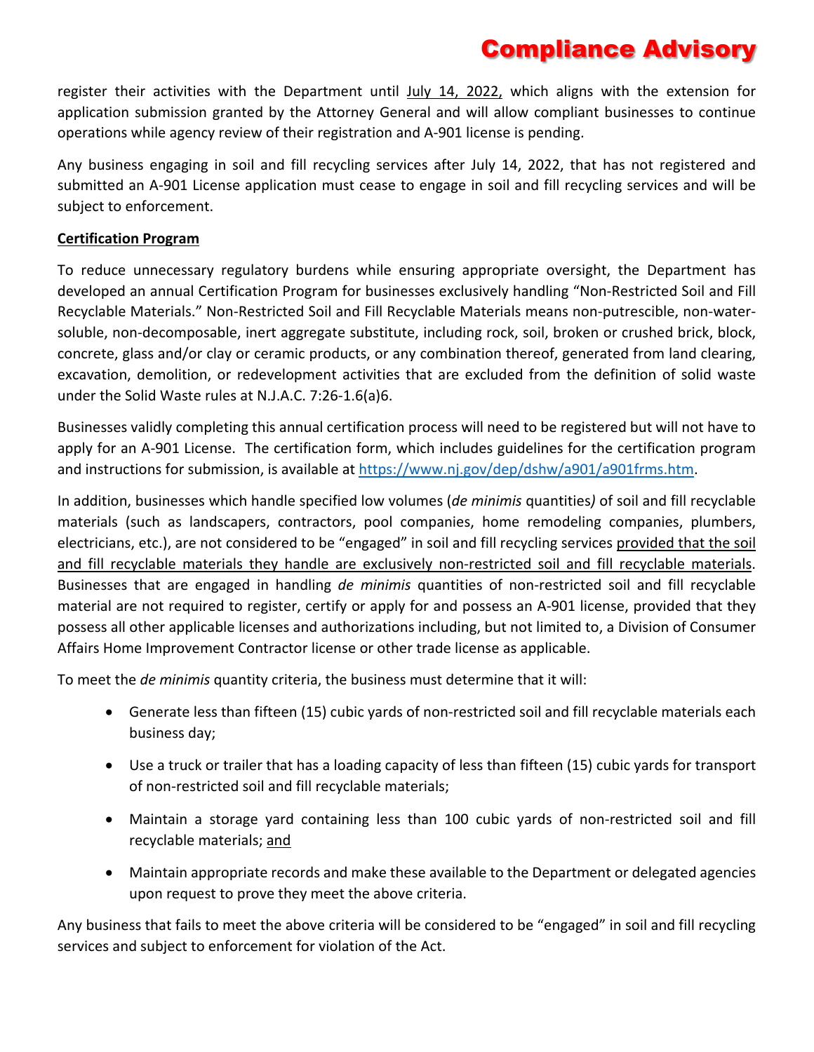register their activities with the Department until July 14, 2022, which aligns with the extension for application submission granted by the Attorney General and will allow compliant businesses to continue operations while agency review of their registration and A-901 license is pending.

Any business engaging in soil and fill recycling services after July 14, 2022, that has not registered and submitted an A-901 License application must cease to engage in soil and fill recycling services and will be subject to enforcement.

**Certification Program**

To reduce unnecessary regulatory burdens while ensuring appropriate oversight, the Department has developed an annual Certification Program for businesses exclusively handling "Non-Restricted Soil and Fill Recyclable Materials." Non-Restricted Soil and Fill Recyclable Materials means non-putrescible, non-water-soluble, non-decomposable, inert aggregate substitute, including rock, soil, broken or crushed brick, block, concrete, glass and/or clay or ceramic products, or any combination thereof, generated from land clearing, excavation, demolition, or redevelopment activities that are excluded from the definition of solid waste under the Solid Waste rules at N.J.A.C. 7:26-1.6(a)6.

Businesses validly completing this annual certification process will need to be registered but will not have to apply for an A-901 License. The certification form, which includes guidelines for the certification program and instructions for submission, is available at [https://www.nj.gov/dep/dshw/a901/a901frms.htm](https://www.nj.gov/dep/dshw/a901/a901frms.htm).

In addition, businesses which handle specified low volumes (*de minimis* quantities) of soil and fill recyclable materials (such as landscapers, contractors, pool companies, home remodeling companies, plumbers, electricians, etc.), are not considered to be "engaged" in soil and fill recycling services provided that the soil and fill recyclable materials they handle are exclusively non-restricted soil and fill recyclable materials. Businesses that are engaged in handling *de minimis* quantities of non-restricted soil and fill recyclable material are not required to register, certify or apply for and possess an A-901 license, provided that they possess all other applicable licenses and authorizations including, but not limited to, a Division of Consumer Affairs Home Improvement Contractor license or other trade license as applicable.

To meet the *de minimis* quantity criteria, the business must determine that it will:

- Generate less than fifteen (15) cubic yards of non-restricted soil and fill recyclable materials each business day;
- Use a truck or trailer that has a loading capacity of less than fifteen (15) cubic yards for transport of non-restricted soil and fill recyclable materials;
- Maintain a storage yard containing less than 100 cubic yards of non-restricted soil and fill recyclable materials; and
- Maintain appropriate records and make these available to the Department or delegated agencies upon request to prove they meet the above criteria.

Any business that fails to meet the above criteria will be considered to be "engaged" in soil and fill recycling services and subject to enforcement for violation of the Act.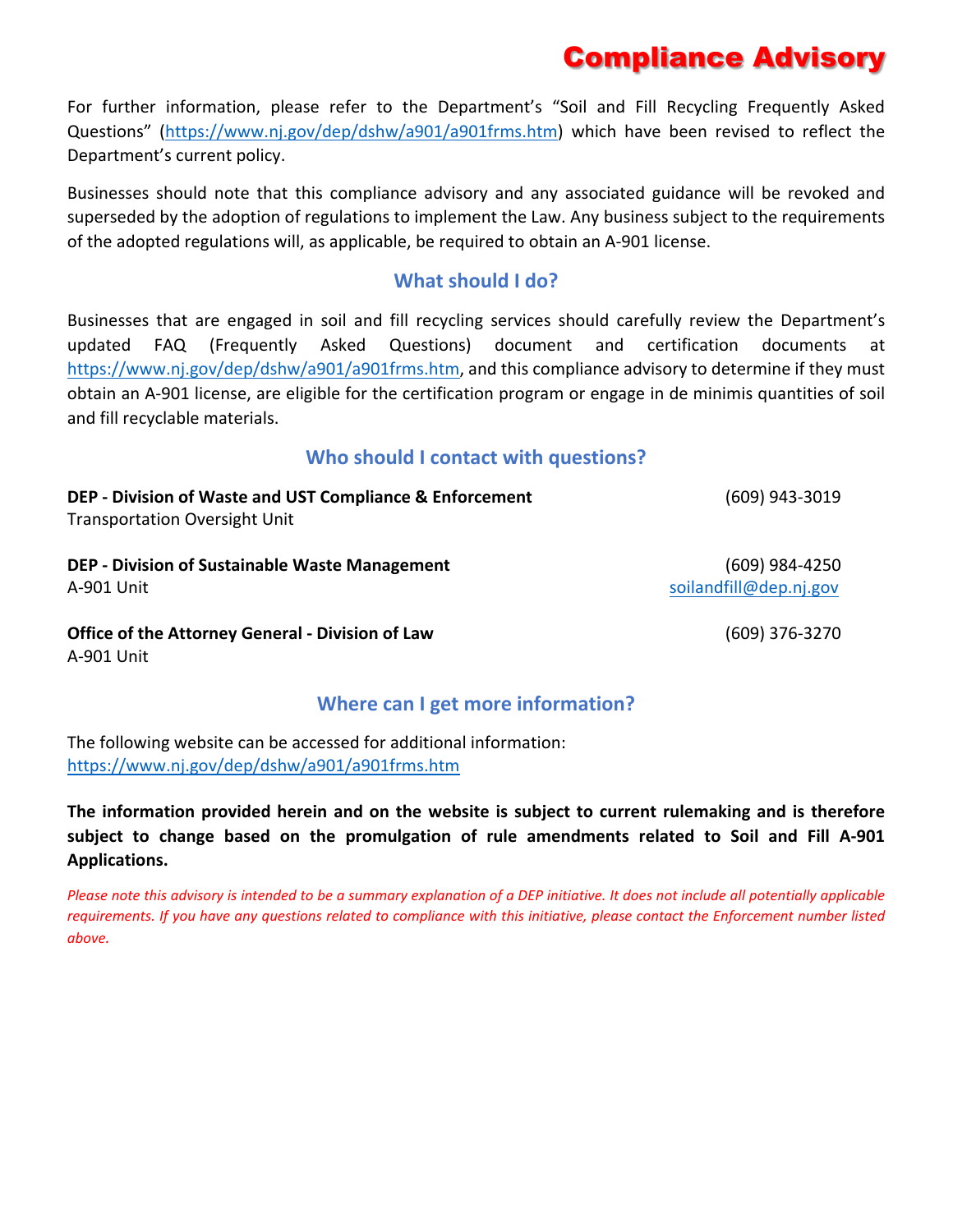# Compliance Advisory

For further information, please refer to the Department's "Soil and Fill Recycling Frequently Asked Questions" (https://www.nj.gov/dep/dshw/a901/a901frms.htm) which have been revised to reflect the Department's current policy.

Businesses should note that this compliance advisory and any associated guidance will be revoked and superseded by the adoption of regulations to implement the Law. Any business subject to the requirements of the adopted regulations will, as applicable, be required to obtain an A-901 license.

## What should I do?

Businesses that are engaged in soil and fill recycling services should carefully review the Department's updated FAQ (Frequently Asked Questions) document and certification documents at https://www.nj.gov/dep/dshw/a901/a901frms.htm, and this compliance advisory to determine if they must obtain an A-901 license, are eligible for the certification program or engage in de minimis quantities of soil and fill recyclable materials.

## Who should I contact with questions?

**DEP - Division of Waste and UST Compliance & Enforcement** (609) 943-3019
Transportation Oversight Unit

**DEP - Division of Sustainable Waste Management** (609) 984-4250
A-901 Unit soilandfill@dep.nj.gov

**Office of the Attorney General - Division of Law** (609) 376-3270
A-901 Unit

## Where can I get more information?

The following website can be accessed for additional information:
https://www.nj.gov/dep/dshw/a901/a901frms.htm

**The information provided herein and on the website is subject to current rulemaking and is therefore subject to change based on the promulgation of rule amendments related to Soil and Fill A-901 Applications.**

*Please note this advisory is intended to be a summary explanation of a DEP initiative. It does not include all potentially applicable requirements. If you have any questions related to compliance with this initiative, please contact the Enforcement number listed above.*